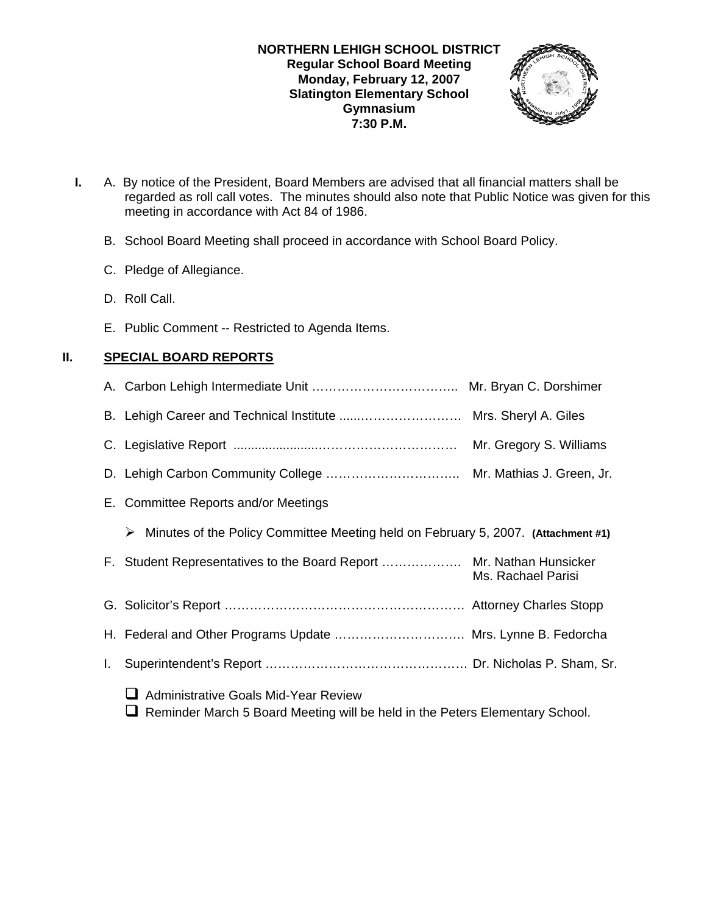**NORTHERN LEHIGH SCHOOL DISTRICT**
**Regular School Board Meeting**
**Monday, February 12, 2007**
**Slatington Elementary School**
**Gymnasium**
**7:30 P.M.**

**I.** A. By notice of the President, Board Members are advised that all financial matters shall be regarded as roll call votes. The minutes should also note that Public Notice was given for this meeting in accordance with Act 84 of 1986.

B. School Board Meeting shall proceed in accordance with School Board Policy.

C. Pledge of Allegiance.

D. Roll Call.

E. Public Comment -- Restricted to Agenda Items.

## II. SPECIAL BOARD REPORTS

A. Carbon Lehigh Intermediate Unit …………………………….. Mr. Bryan C. Dorshimer

B. Lehigh Career and Technical Institute ......…………………… Mrs. Sheryl A. Giles

C. Legislative Report .........................…………………………… Mr. Gregory S. Williams

D. Lehigh Carbon Community College ………………………….. Mr. Mathias J. Green, Jr.

E. Committee Reports and/or Meetings

- Minutes of the Policy Committee Meeting held on February 5, 2007. **(Attachment #1)**

F. Student Representatives to the Board Report ………………. Mr. Nathan Hunsicker
Ms. Rachael Parisi

G. Solicitor's Report ………………………………………………. Attorney Charles Stopp

H. Federal and Other Programs Update ………………………….. Mrs. Lynne B. Fedorcha

I. Superintendent's Report …………………………………………. Dr. Nicholas P. Sham, Sr.

- ❑ Administrative Goals Mid-Year Review
- ❑ Reminder March 5 Board Meeting will be held in the Peters Elementary School.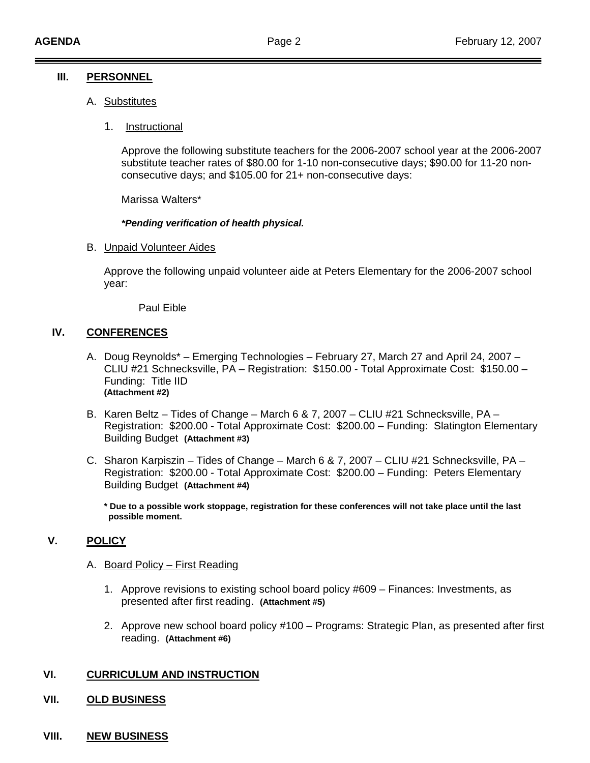## III. PERSONNEL

A. Substitutes

1. Instructional

Approve the following substitute teachers for the 2006-2007 school year at the 2006-2007 substitute teacher rates of $80.00 for 1-10 non-consecutive days; $90.00 for 11-20 non-consecutive days; and $105.00 for 21+ non-consecutive days:

Marissa Walters*

***Pending verification of health physical.***

B. Unpaid Volunteer Aides

Approve the following unpaid volunteer aide at Peters Elementary for the 2006-2007 school year:

Paul Eible

## IV. CONFERENCES

A. Doug Reynolds* – Emerging Technologies – February 27, March 27 and April 24, 2007 – CLIU #21 Schnecksville, PA – Registration: $150.00 - Total Approximate Cost: $150.00 – Funding: Title IID **(Attachment #2)**

B. Karen Beltz – Tides of Change – March 6 & 7, 2007 – CLIU #21 Schnecksville, PA – Registration: $200.00 - Total Approximate Cost: $200.00 – Funding: Slatington Elementary Building Budget **(Attachment #3)**

C. Sharon Karpiszin – Tides of Change – March 6 & 7, 2007 – CLIU #21 Schnecksville, PA – Registration: $200.00 - Total Approximate Cost: $200.00 – Funding: Peters Elementary Building Budget **(Attachment #4)**

**\* Due to a possible work stoppage, registration for these conferences will not take place until the last possible moment.**

## V. POLICY

A. Board Policy – First Reading

1. Approve revisions to existing school board policy #609 – Finances: Investments, as presented after first reading. **(Attachment #5)**

2. Approve new school board policy #100 – Programs: Strategic Plan, as presented after first reading. **(Attachment #6)**

## VI. CURRICULUM AND INSTRUCTION

## VII. OLD BUSINESS

## VIII. NEW BUSINESS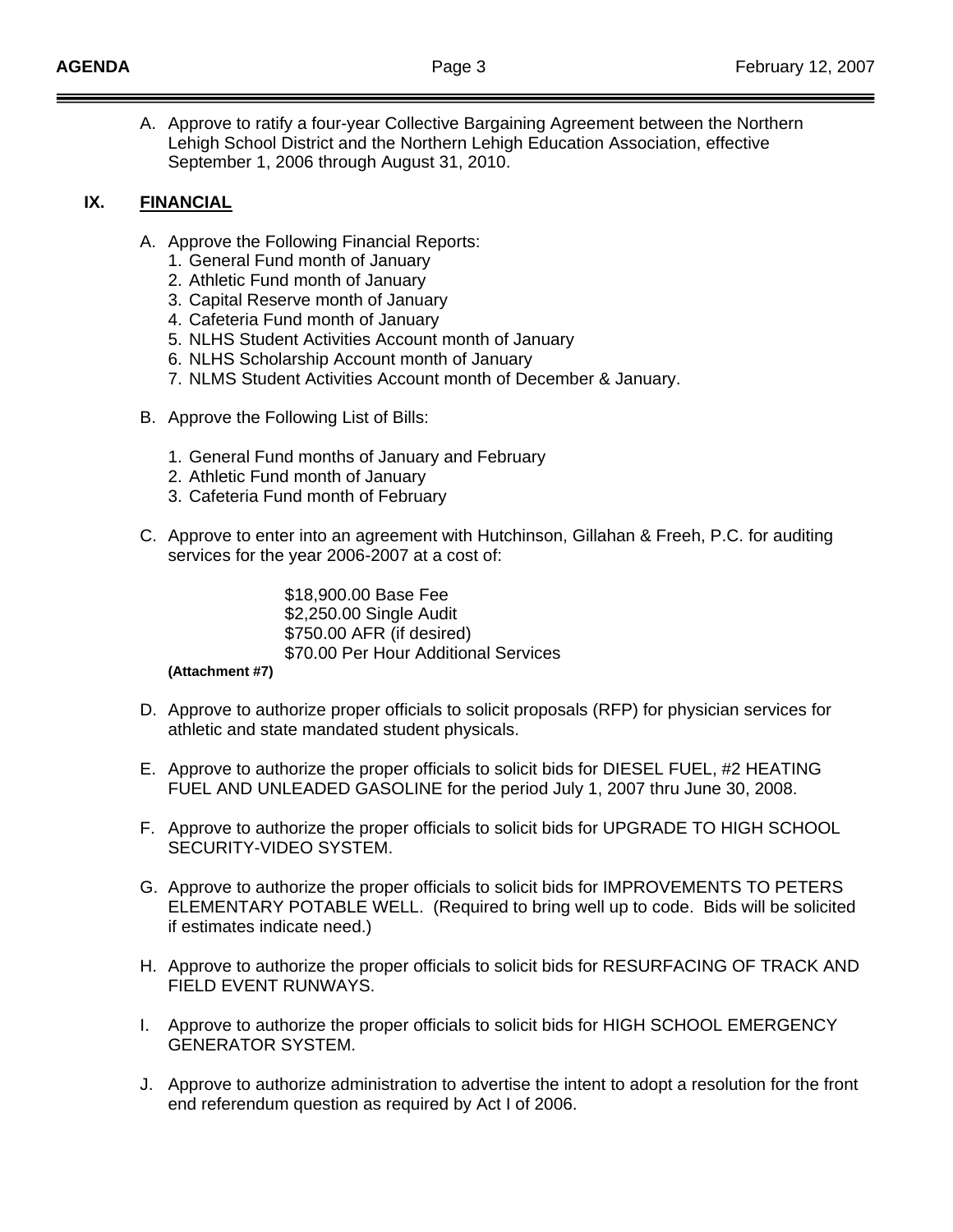A. Approve to ratify a four-year Collective Bargaining Agreement between the Northern Lehigh School District and the Northern Lehigh Education Association, effective September 1, 2006 through August 31, 2010.

## IX. FINANCIAL

A. Approve the Following Financial Reports:
   1. General Fund month of January
   2. Athletic Fund month of January
   3. Capital Reserve month of January
   4. Cafeteria Fund month of January
   5. NLHS Student Activities Account month of January
   6. NLHS Scholarship Account month of January
   7. NLMS Student Activities Account month of December & January.

B. Approve the Following List of Bills:

   1. General Fund months of January and February
   2. Athletic Fund month of January
   3. Cafeteria Fund month of February

C. Approve to enter into an agreement with Hutchinson, Gillahan & Freeh, P.C. for auditing services for the year 2006-2007 at a cost of:

   $18,900.00 Base Fee
   $2,250.00 Single Audit
   $750.00 AFR (if desired)
   $70.00 Per Hour Additional Services

   **(Attachment #7)**

D. Approve to authorize proper officials to solicit proposals (RFP) for physician services for athletic and state mandated student physicals.

E. Approve to authorize the proper officials to solicit bids for DIESEL FUEL, #2 HEATING FUEL AND UNLEADED GASOLINE for the period July 1, 2007 thru June 30, 2008.

F. Approve to authorize the proper officials to solicit bids for UPGRADE TO HIGH SCHOOL SECURITY-VIDEO SYSTEM.

G. Approve to authorize the proper officials to solicit bids for IMPROVEMENTS TO PETERS ELEMENTARY POTABLE WELL. (Required to bring well up to code. Bids will be solicited if estimates indicate need.)

H. Approve to authorize the proper officials to solicit bids for RESURFACING OF TRACK AND FIELD EVENT RUNWAYS.

I. Approve to authorize the proper officials to solicit bids for HIGH SCHOOL EMERGENCY GENERATOR SYSTEM.

J. Approve to authorize administration to advertise the intent to adopt a resolution for the front end referendum question as required by Act I of 2006.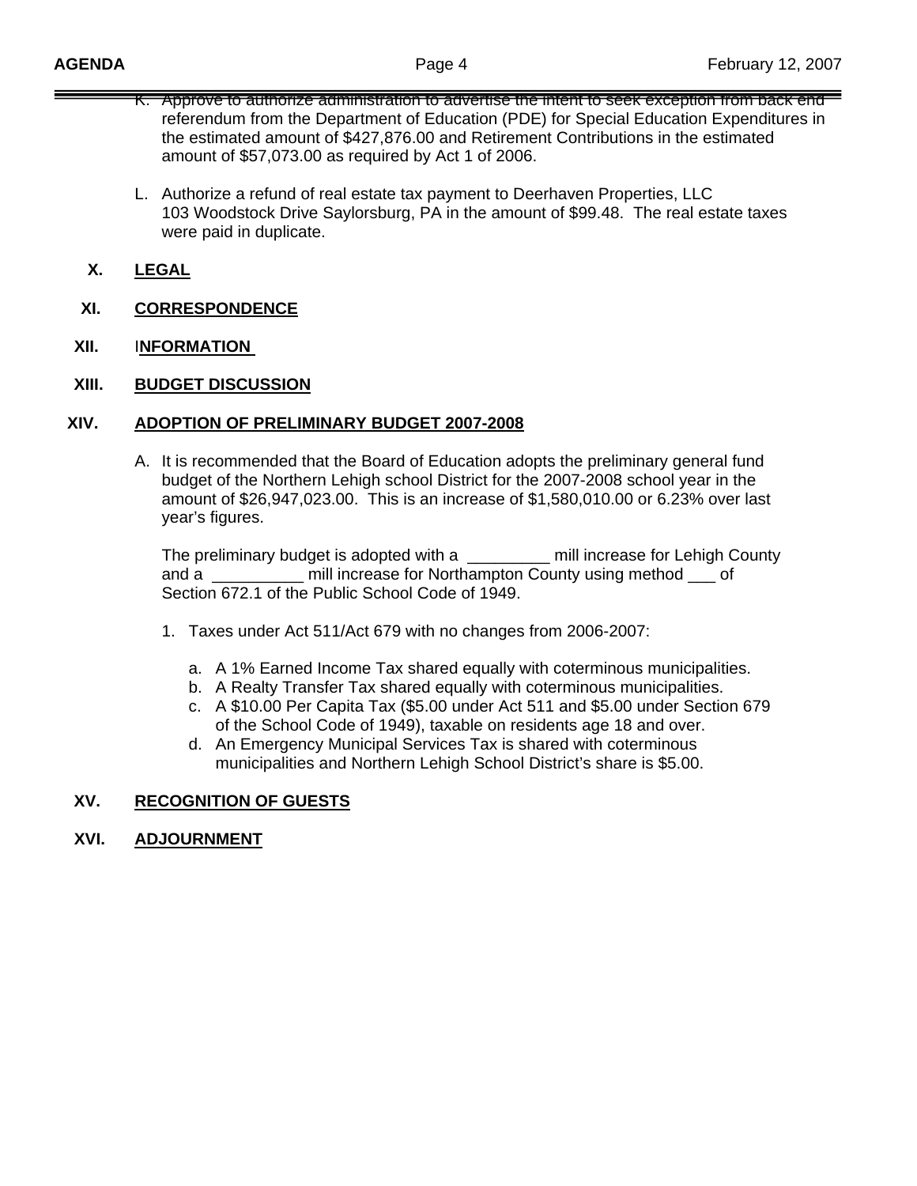K. Approve to authorize administration to advertise the intent to seek exception from back end referendum from the Department of Education (PDE) for Special Education Expenditures in the estimated amount of $427,876.00 and Retirement Contributions in the estimated amount of $57,073.00 as required by Act 1 of 2006.

L. Authorize a refund of real estate tax payment to Deerhaven Properties, LLC 103 Woodstock Drive Saylorsburg, PA in the amount of $99.48. The real estate taxes were paid in duplicate.

## X. LEGAL

## XI. CORRESPONDENCE

## XII. INFORMATION

## XIII. BUDGET DISCUSSION

## XIV. ADOPTION OF PRELIMINARY BUDGET 2007-2008

A. It is recommended that the Board of Education adopts the preliminary general fund budget of the Northern Lehigh school District for the 2007-2008 school year in the amount of $26,947,023.00. This is an increase of $1,580,010.00 or 6.23% over last year's figures.

The preliminary budget is adopted with a _________ mill increase for Lehigh County and a __________ mill increase for Northampton County using method ___ of Section 672.1 of the Public School Code of 1949.

1. Taxes under Act 511/Act 679 with no changes from 2006-2007:

    a. A 1% Earned Income Tax shared equally with coterminous municipalities.
    b. A Realty Transfer Tax shared equally with coterminous municipalities.
    c. A $10.00 Per Capita Tax ($5.00 under Act 511 and $5.00 under Section 679 of the School Code of 1949), taxable on residents age 18 and over.
    d. An Emergency Municipal Services Tax is shared with coterminous municipalities and Northern Lehigh School District's share is $5.00.

## XV. RECOGNITION OF GUESTS

## XVI. ADJOURNMENT